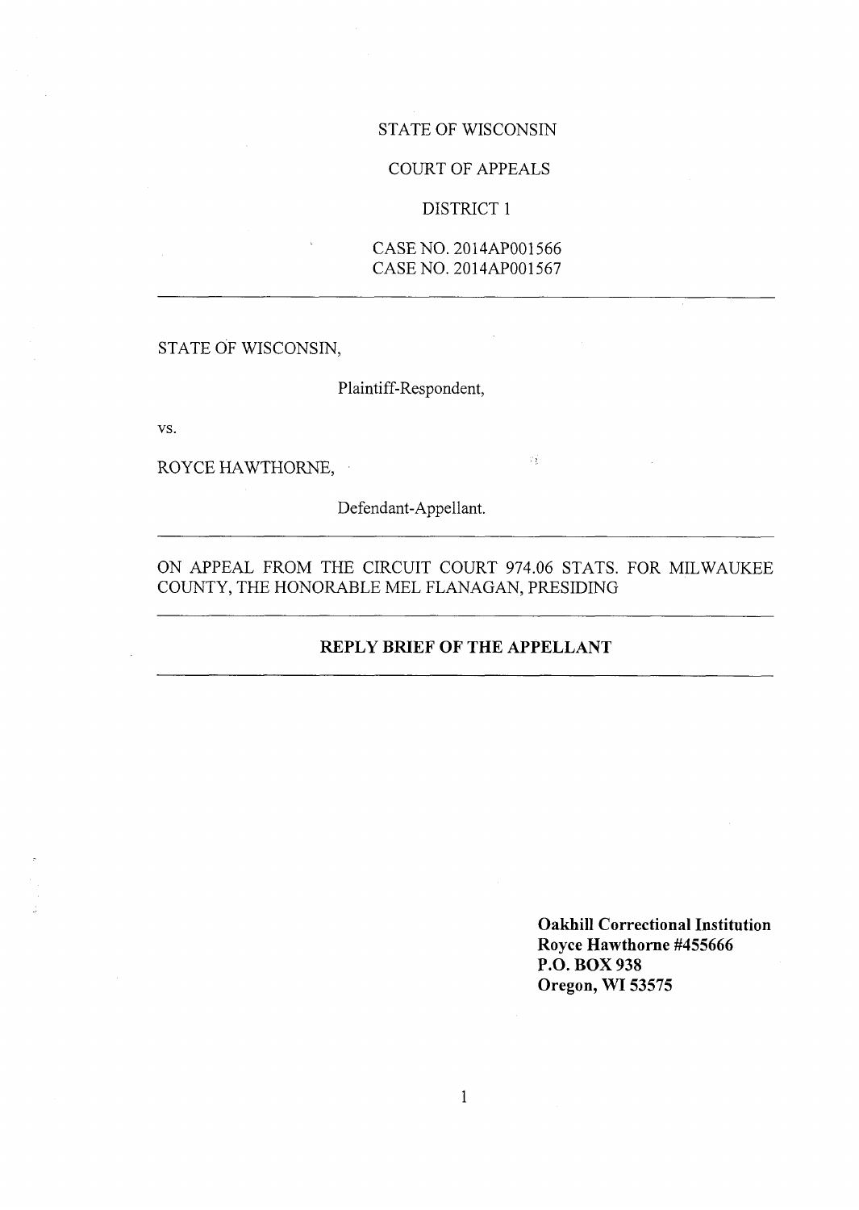STATE OF WISCONSIN

COURT OF APPEALS

DISTRICT 1

CASE NO. 2014AP001566
CASE NO. 2014AP001567

---

STATE OF WISCONSIN,

Plaintiff-Respondent,

vs.

ROYCE HAWTHORNE,

Defendant-Appellant.

---

ON APPEAL FROM THE CIRCUIT COURT 974.06 STATS. FOR MILWAUKEE COUNTY, THE HONORABLE MEL FLANAGAN, PRESIDING

---

**REPLY BRIEF OF THE APPELLANT**

---

**Oakhill Correctional Institution**
**Royce Hawthorne #455666**
**P.O. BOX 938**
**Oregon, WI 53575**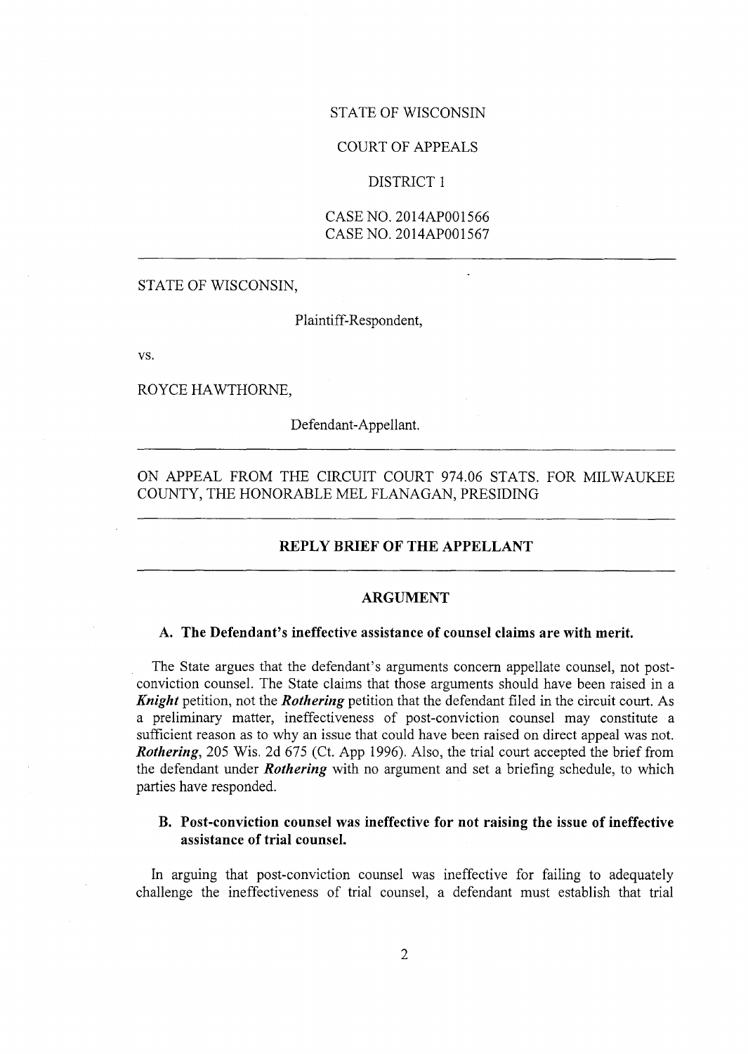STATE OF WISCONSIN

COURT OF APPEALS

DISTRICT 1

CASE NO. 2014AP001566
CASE NO. 2014AP001567

---

STATE OF WISCONSIN,

Plaintiff-Respondent,

vs.

ROYCE HAWTHORNE,

Defendant-Appellant.

---

ON APPEAL FROM THE CIRCUIT COURT 974.06 STATS. FOR MILWAUKEE COUNTY, THE HONORABLE MEL FLANAGAN, PRESIDING

---

## REPLY BRIEF OF THE APPELLANT

---

## ARGUMENT

### A. The Defendant's ineffective assistance of counsel claims are with merit.

The State argues that the defendant's arguments concern appellate counsel, not post-conviction counsel. The State claims that those arguments should have been raised in a ***Knight*** petition, not the ***Rothering*** petition that the defendant filed in the circuit court. As a preliminary matter, ineffectiveness of post-conviction counsel may constitute a sufficient reason as to why an issue that could have been raised on direct appeal was not. ***Rothering***, 205 Wis. 2d 675 (Ct. App 1996). Also, the trial court accepted the brief from the defendant under ***Rothering*** with no argument and set a briefing schedule, to which parties have responded.

### B. Post-conviction counsel was ineffective for not raising the issue of ineffective assistance of trial counsel.

In arguing that post-conviction counsel was ineffective for failing to adequately challenge the ineffectiveness of trial counsel, a defendant must establish that trial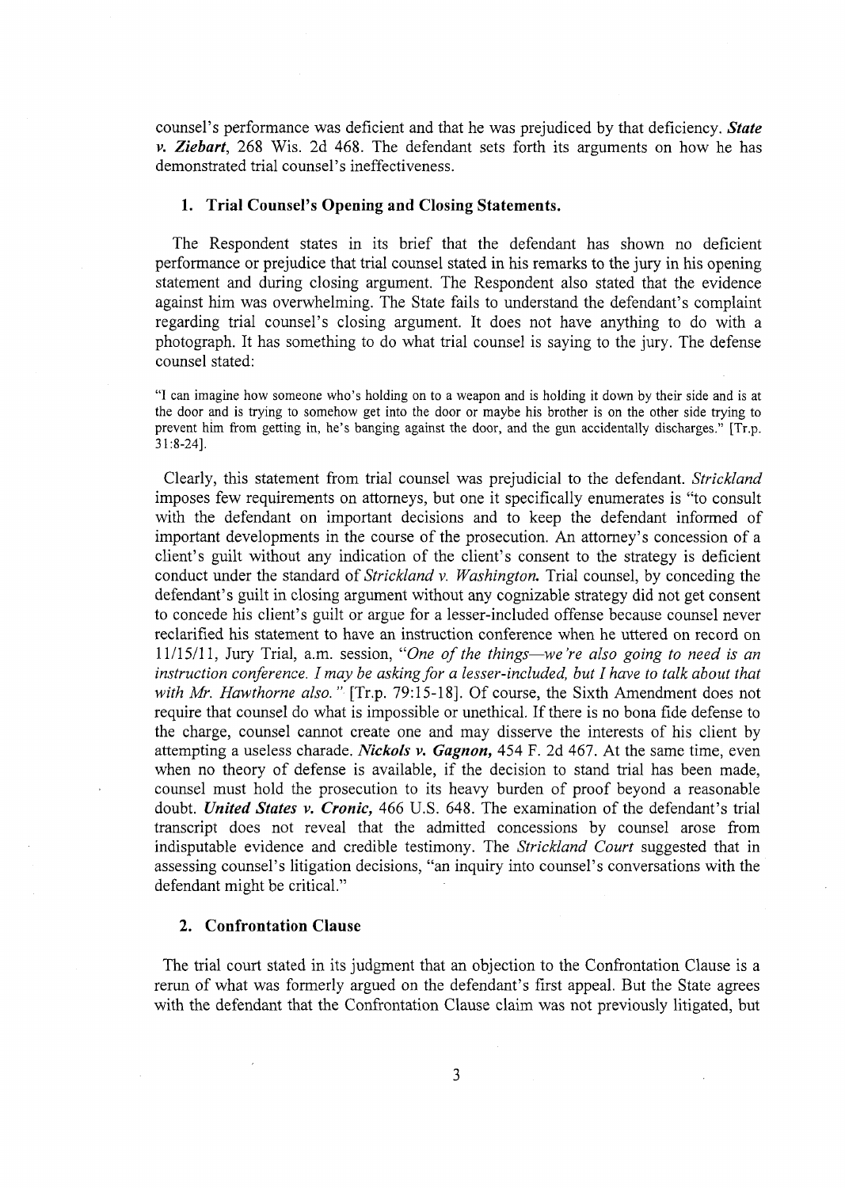counsel's performance was deficient and that he was prejudiced by that deficiency. ***State v. Ziebart***, 268 Wis. 2d 468. The defendant sets forth its arguments on how he has demonstrated trial counsel's ineffectiveness.

### 1. Trial Counsel's Opening and Closing Statements.

The Respondent states in its brief that the defendant has shown no deficient performance or prejudice that trial counsel stated in his remarks to the jury in his opening statement and during closing argument. The Respondent also stated that the evidence against him was overwhelming. The State fails to understand the defendant's complaint regarding trial counsel's closing argument. It does not have anything to do with a photograph. It has something to do what trial counsel is saying to the jury. The defense counsel stated:

"I can imagine how someone who's holding on to a weapon and is holding it down by their side and is at the door and is trying to somehow get into the door or maybe his brother is on the other side trying to prevent him from getting in, he's banging against the door, and the gun accidentally discharges." [Tr.p. 31:8-24].

Clearly, this statement from trial counsel was prejudicial to the defendant. *Strickland* imposes few requirements on attorneys, but one it specifically enumerates is "to consult with the defendant on important decisions and to keep the defendant informed of important developments in the course of the prosecution. An attorney's concession of a client's guilt without any indication of the client's consent to the strategy is deficient conduct under the standard of *Strickland v. Washington.* Trial counsel, by conceding the defendant's guilt in closing argument without any cognizable strategy did not get consent to concede his client's guilt or argue for a lesser-included offense because counsel never reclarified his statement to have an instruction conference when he uttered on record on 11/15/11, Jury Trial, a.m. session, *"One of the things—we're also going to need is an instruction conference. I may be asking for a lesser-included, but I have to talk about that with Mr. Hawthorne also."* [Tr.p. 79:15-18]. Of course, the Sixth Amendment does not require that counsel do what is impossible or unethical. If there is no bona fide defense to the charge, counsel cannot create one and may disserve the interests of his client by attempting a useless charade. ***Nickols v. Gagnon,*** 454 F. 2d 467. At the same time, even when no theory of defense is available, if the decision to stand trial has been made, counsel must hold the prosecution to its heavy burden of proof beyond a reasonable doubt. ***United States v. Cronic,*** 466 U.S. 648. The examination of the defendant's trial transcript does not reveal that the admitted concessions by counsel arose from indisputable evidence and credible testimony. The *Strickland Court* suggested that in assessing counsel's litigation decisions, "an inquiry into counsel's conversations with the defendant might be critical."

### 2. Confrontation Clause

The trial court stated in its judgment that an objection to the Confrontation Clause is a rerun of what was formerly argued on the defendant's first appeal. But the State agrees with the defendant that the Confrontation Clause claim was not previously litigated, but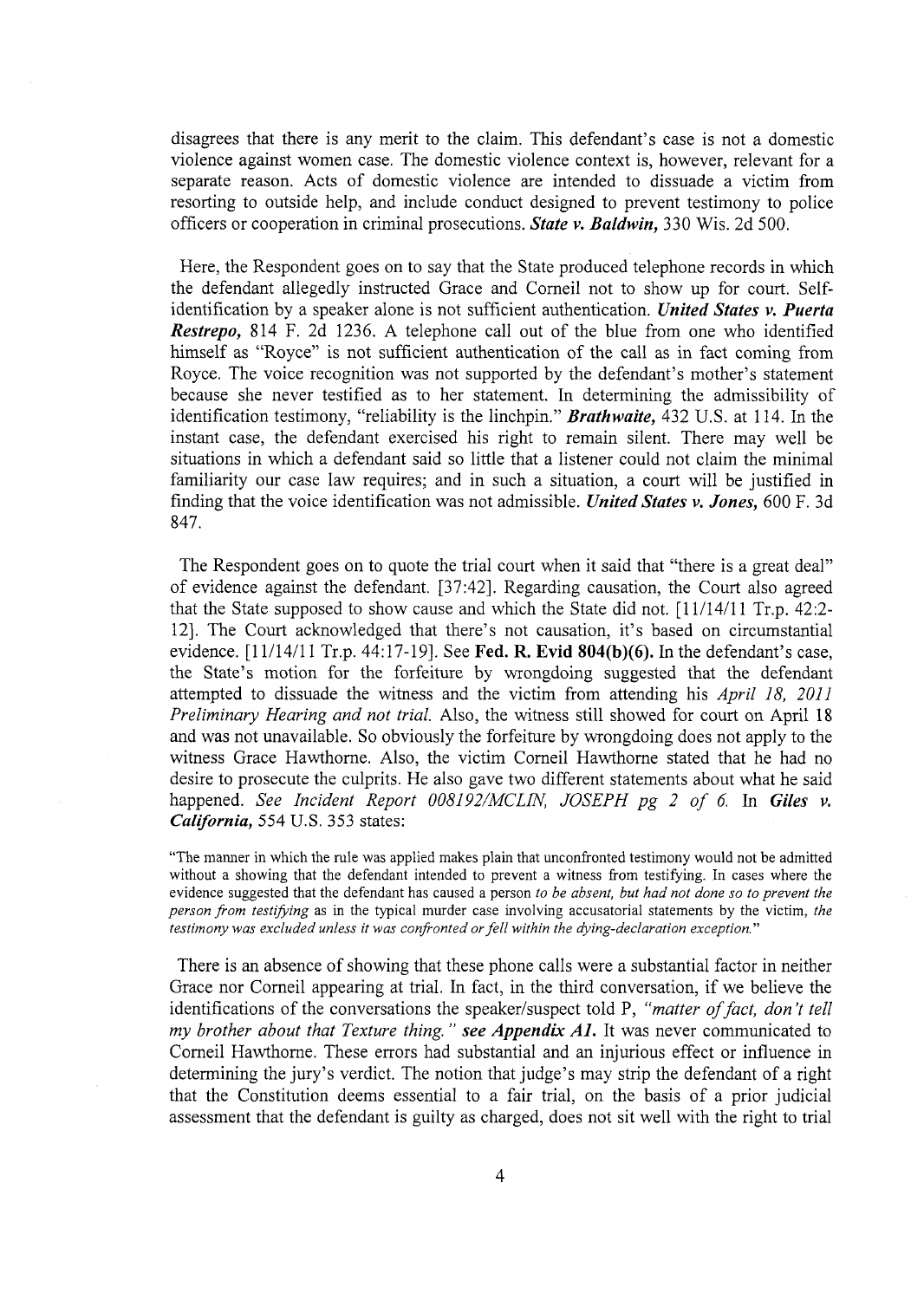disagrees that there is any merit to the claim. This defendant's case is not a domestic violence against women case. The domestic violence context is, however, relevant for a separate reason. Acts of domestic violence are intended to dissuade a victim from resorting to outside help, and include conduct designed to prevent testimony to police officers or cooperation in criminal prosecutions. ***State v. Baldwin,*** 330 Wis. 2d 500.

Here, the Respondent goes on to say that the State produced telephone records in which the defendant allegedly instructed Grace and Corneil not to show up for court. Self-identification by a speaker alone is not sufficient authentication. ***United States v. Puerta Restrepo,*** 814 F. 2d 1236. A telephone call out of the blue from one who identified himself as "Royce" is not sufficient authentication of the call as in fact coming from Royce. The voice recognition was not supported by the defendant's mother's statement because she never testified as to her statement. In determining the admissibility of identification testimony, "reliability is the linchpin." ***Brathwaite,*** 432 U.S. at 114. In the instant case, the defendant exercised his right to remain silent. There may well be situations in which a defendant said so little that a listener could not claim the minimal familiarity our case law requires; and in such a situation, a court will be justified in finding that the voice identification was not admissible. ***United States v. Jones,*** 600 F. 3d 847.

The Respondent goes on to quote the trial court when it said that "there is a great deal" of evidence against the defendant. [37:42]. Regarding causation, the Court also agreed that the State supposed to show cause and which the State did not. [11/14/11 Tr.p. 42:2-12]. The Court acknowledged that there's not causation, it's based on circumstantial evidence. [11/14/11 Tr.p. 44:17-19]. See **Fed. R. Evid 804(b)(6).** In the defendant's case, the State's motion for the forfeiture by wrongdoing suggested that the defendant attempted to dissuade the witness and the victim from attending his *April 18, 2011 Preliminary Hearing and not trial.* Also, the witness still showed for court on April 18 and was not unavailable. So obviously the forfeiture by wrongdoing does not apply to the witness Grace Hawthorne. Also, the victim Corneil Hawthorne stated that he had no desire to prosecute the culprits. He also gave two different statements about what he said happened. *See Incident Report 008192/MCLIN, JOSEPH pg 2 of 6.* In ***Giles v. California,*** 554 U.S. 353 states:

> "The manner in which the rule was applied makes plain that unconfronted testimony would not be admitted without a showing that the defendant intended to prevent a witness from testifying. In cases where the evidence suggested that the defendant has caused a person *to be absent, but had not done so to prevent the person from testifying* as in the typical murder case involving accusatorial statements by the victim, *the testimony was excluded unless it was confronted or fell within the dying-declaration exception.*"

There is an absence of showing that these phone calls were a substantial factor in neither Grace nor Corneil appearing at trial. In fact, in the third conversation, if we believe the identifications of the conversations the speaker/suspect told P, *"matter of fact, don't tell my brother about that Texture thing." **see Appendix A1.*** It was never communicated to Corneil Hawthorne. These errors had substantial and an injurious effect or influence in determining the jury's verdict. The notion that judge's may strip the defendant of a right that the Constitution deems essential to a fair trial, on the basis of a prior judicial assessment that the defendant is guilty as charged, does not sit well with the right to trial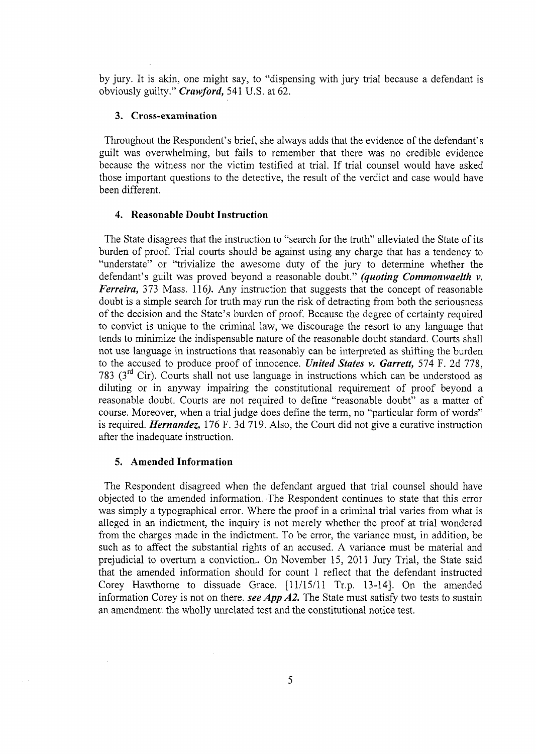by jury. It is akin, one might say, to "dispensing with jury trial because a defendant is obviously guilty." ***Crawford,*** 541 U.S. at 62.

### 3. Cross-examination

Throughout the Respondent's brief, she always adds that the evidence of the defendant's guilt was overwhelming, but fails to remember that there was no credible evidence because the witness nor the victim testified at trial. If trial counsel would have asked those important questions to the detective, the result of the verdict and case would have been different.

### 4. Reasonable Doubt Instruction

The State disagrees that the instruction to "search for the truth" alleviated the State of its burden of proof. Trial courts should be against using any charge that has a tendency to "understate" or "trivialize the awesome duty of the jury to determine whether the defendant's guilt was proved beyond a reasonable doubt." ***(quoting Commonwaelth v. Ferreira,*** 373 Mass. 116***).*** Any instruction that suggests that the concept of reasonable doubt is a simple search for truth may run the risk of detracting from both the seriousness of the decision and the State's burden of proof. Because the degree of certainty required to convict is unique to the criminal law, we discourage the resort to any language that tends to minimize the indispensable nature of the reasonable doubt standard. Courts shall not use language in instructions that reasonably can be interpreted as shifting the burden to the accused to produce proof of innocence. ***United States v. Garrett,*** 574 F. 2d 778, 783 (3rd Cir). Courts shall not use language in instructions which can be understood as diluting or in anyway impairing the constitutional requirement of proof beyond a reasonable doubt. Courts are not required to define "reasonable doubt" as a matter of course. Moreover, when a trial judge does define the term, no "particular form of words" is required. ***Hernandez,*** 176 F. 3d 719. Also, the Court did not give a curative instruction after the inadequate instruction.

### 5. Amended Information

The Respondent disagreed when the defendant argued that trial counsel should have objected to the amended information. The Respondent continues to state that this error was simply a typographical error. Where the proof in a criminal trial varies from what is alleged in an indictment, the inquiry is not merely whether the proof at trial wondered from the charges made in the indictment. To be error, the variance must, in addition, be such as to affect the substantial rights of an accused. A variance must be material and prejudicial to overturn a conviction.. On November 15, 2011 Jury Trial, the State said that the amended information should for count 1 reflect that the defendant instructed Corey Hawthorne to dissuade Grace. [11/15/11 Tr.p. 13-14]. On the amended information Corey is not on there. ***see App A2.*** The State must satisfy two tests to sustain an amendment: the wholly unrelated test and the constitutional notice test.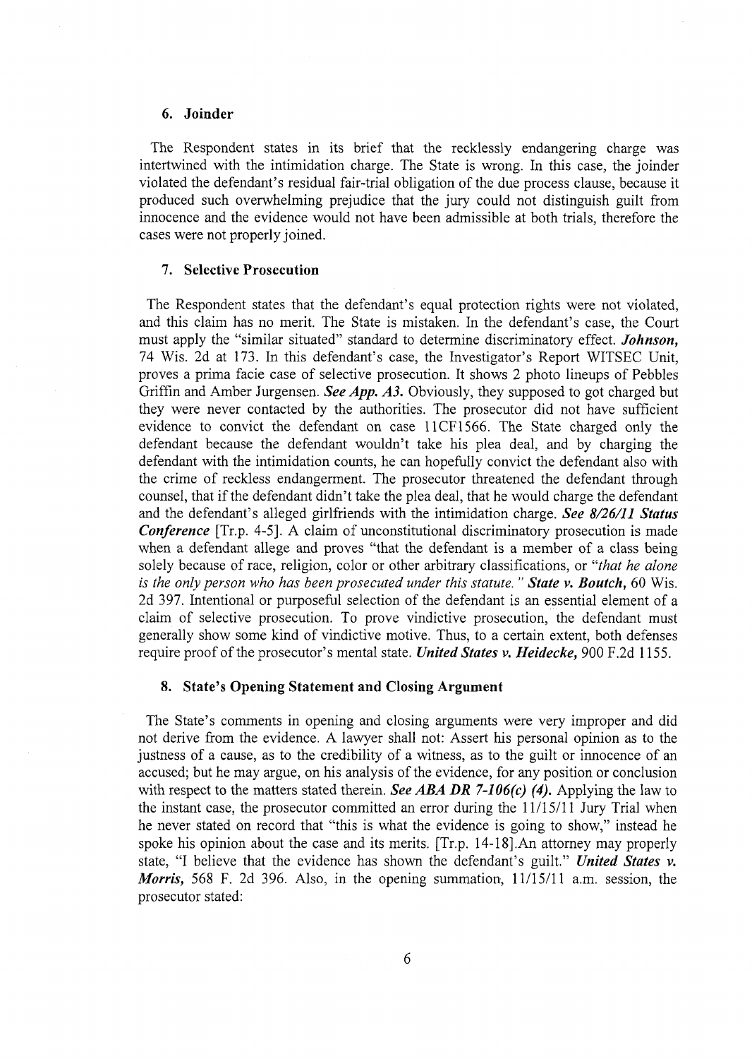### 6. Joinder

The Respondent states in its brief that the recklessly endangering charge was intertwined with the intimidation charge. The State is wrong. In this case, the joinder violated the defendant's residual fair-trial obligation of the due process clause, because it produced such overwhelming prejudice that the jury could not distinguish guilt from innocence and the evidence would not have been admissible at both trials, therefore the cases were not properly joined.

### 7. Selective Prosecution

The Respondent states that the defendant's equal protection rights were not violated, and this claim has no merit. The State is mistaken. In the defendant's case, the Court must apply the "similar situated" standard to determine discriminatory effect. ***Johnson,*** 74 Wis. 2d at 173. In this defendant's case, the Investigator's Report WITSEC Unit, proves a prima facie case of selective prosecution. It shows 2 photo lineups of Pebbles Griffin and Amber Jurgensen. ***See App. A3.*** Obviously, they supposed to got charged but they were never contacted by the authorities. The prosecutor did not have sufficient evidence to convict the defendant on case 11CF1566. The State charged only the defendant because the defendant wouldn't take his plea deal, and by charging the defendant with the intimidation counts, he can hopefully convict the defendant also with the crime of reckless endangerment. The prosecutor threatened the defendant through counsel, that if the defendant didn't take the plea deal, that he would charge the defendant and the defendant's alleged girlfriends with the intimidation charge. ***See 8/26/11 Status Conference*** [Tr.p. 4-5]. A claim of unconstitutional discriminatory prosecution is made when a defendant allege and proves "that the defendant is a member of a class being solely because of race, religion, color or other arbitrary classifications, or "*that he alone is the only person who has been prosecuted under this statute."* ***State v. Boutch,*** 60 Wis. 2d 397. Intentional or purposeful selection of the defendant is an essential element of a claim of selective prosecution. To prove vindictive prosecution, the defendant must generally show some kind of vindictive motive. Thus, to a certain extent, both defenses require proof of the prosecutor's mental state. ***United States v. Heidecke,*** 900 F.2d 1155.

### 8. State's Opening Statement and Closing Argument

The State's comments in opening and closing arguments were very improper and did not derive from the evidence. A lawyer shall not: Assert his personal opinion as to the justness of a cause, as to the credibility of a witness, as to the guilt or innocence of an accused; but he may argue, on his analysis of the evidence, for any position or conclusion with respect to the matters stated therein. ***See ABA DR 7-106(c) (4).*** Applying the law to the instant case, the prosecutor committed an error during the 11/15/11 Jury Trial when he never stated on record that "this is what the evidence is going to show," instead he spoke his opinion about the case and its merits. [Tr.p. 14-18].An attorney may properly state, "I believe that the evidence has shown the defendant's guilt." ***United States v. Morris,*** 568 F. 2d 396. Also, in the opening summation, 11/15/11 a.m. session, the prosecutor stated: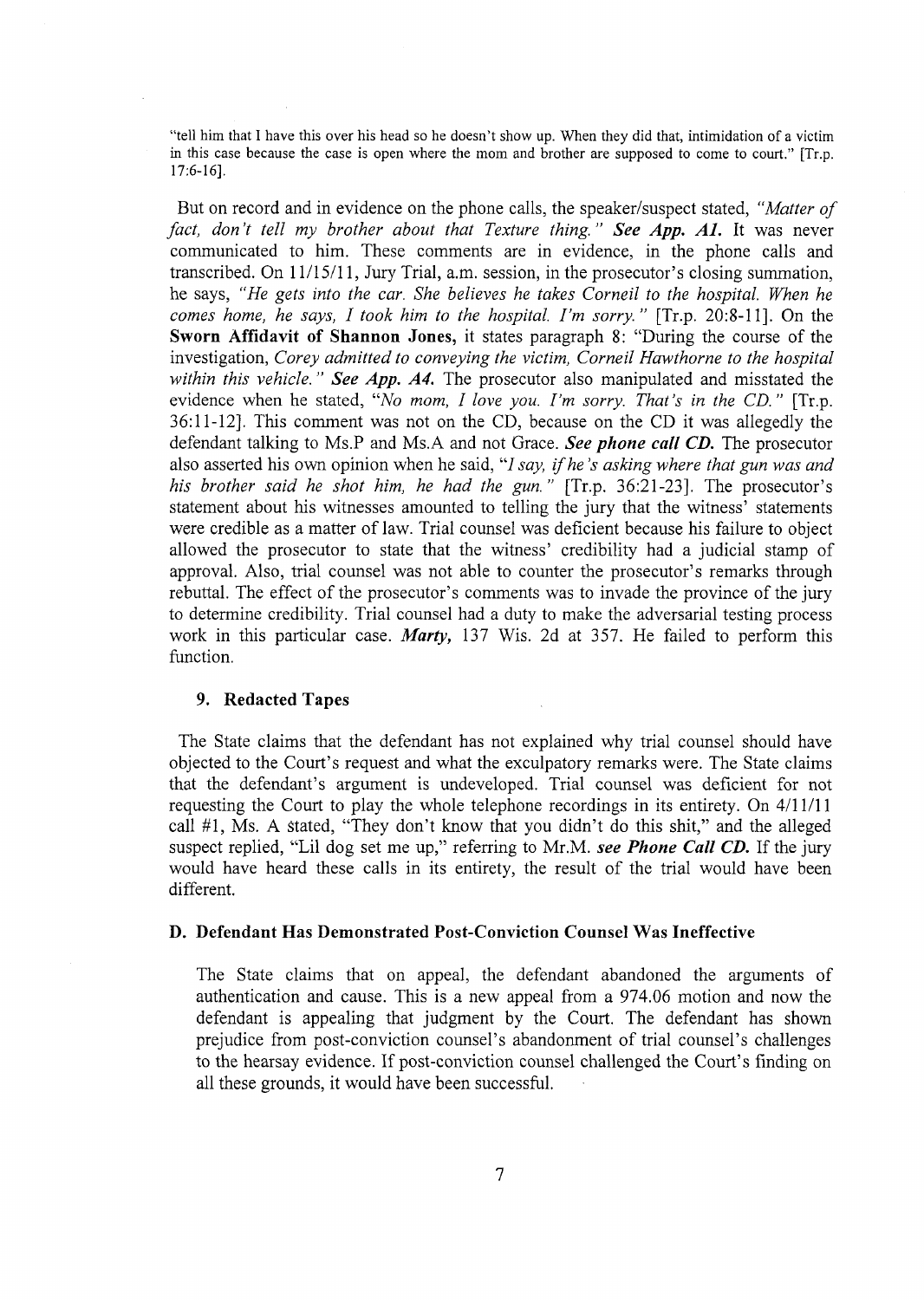"tell him that I have this over his head so he doesn't show up. When they did that, intimidation of a victim in this case because the case is open where the mom and brother are supposed to come to court." [Tr.p. 17:6-16].

But on record and in evidence on the phone calls, the speaker/suspect stated, *"Matter of fact, don't tell my brother about that Texture thing."* ***See App. A1.*** It was never communicated to him. These comments are in evidence, in the phone calls and transcribed. On 11/15/11, Jury Trial, a.m. session, in the prosecutor's closing summation, he says, *"He gets into the car. She believes he takes Corneil to the hospital. When he comes home, he says, I took him to the hospital. I'm sorry."* [Tr.p. 20:8-11]. On the **Sworn Affidavit of Shannon Jones,** it states paragraph 8: "During the course of the investigation, *Corey admitted to conveying the victim, Corneil Hawthorne to the hospital within this vehicle."* ***See App. A4.*** The prosecutor also manipulated and misstated the evidence when he stated, *"No mom, I love you. I'm sorry. That's in the CD."* [Tr.p. 36:11-12]. This comment was not on the CD, because on the CD it was allegedly the defendant talking to Ms.P and Ms.A and not Grace. ***See phone call CD.*** The prosecutor also asserted his own opinion when he said, *"I say, if he's asking where that gun was and his brother said he shot him, he had the gun."* [Tr.p. 36:21-23]. The prosecutor's statement about his witnesses amounted to telling the jury that the witness' statements were credible as a matter of law. Trial counsel was deficient because his failure to object allowed the prosecutor to state that the witness' credibility had a judicial stamp of approval. Also, trial counsel was not able to counter the prosecutor's remarks through rebuttal. The effect of the prosecutor's comments was to invade the province of the jury to determine credibility. Trial counsel had a duty to make the adversarial testing process work in this particular case. ***Marty,*** 137 Wis. 2d at 357. He failed to perform this function.

### 9. Redacted Tapes

The State claims that the defendant has not explained why trial counsel should have objected to the Court's request and what the exculpatory remarks were. The State claims that the defendant's argument is undeveloped. Trial counsel was deficient for not requesting the Court to play the whole telephone recordings in its entirety. On 4/11/11 call #1, Ms. A stated, "They don't know that you didn't do this shit," and the alleged suspect replied, "Lil dog set me up," referring to Mr.M. ***see Phone Call CD.*** If the jury would have heard these calls in its entirety, the result of the trial would have been different.

## D. Defendant Has Demonstrated Post-Conviction Counsel Was Ineffective

The State claims that on appeal, the defendant abandoned the arguments of authentication and cause. This is a new appeal from a 974.06 motion and now the defendant is appealing that judgment by the Court. The defendant has shown prejudice from post-conviction counsel's abandonment of trial counsel's challenges to the hearsay evidence. If post-conviction counsel challenged the Court's finding on all these grounds, it would have been successful.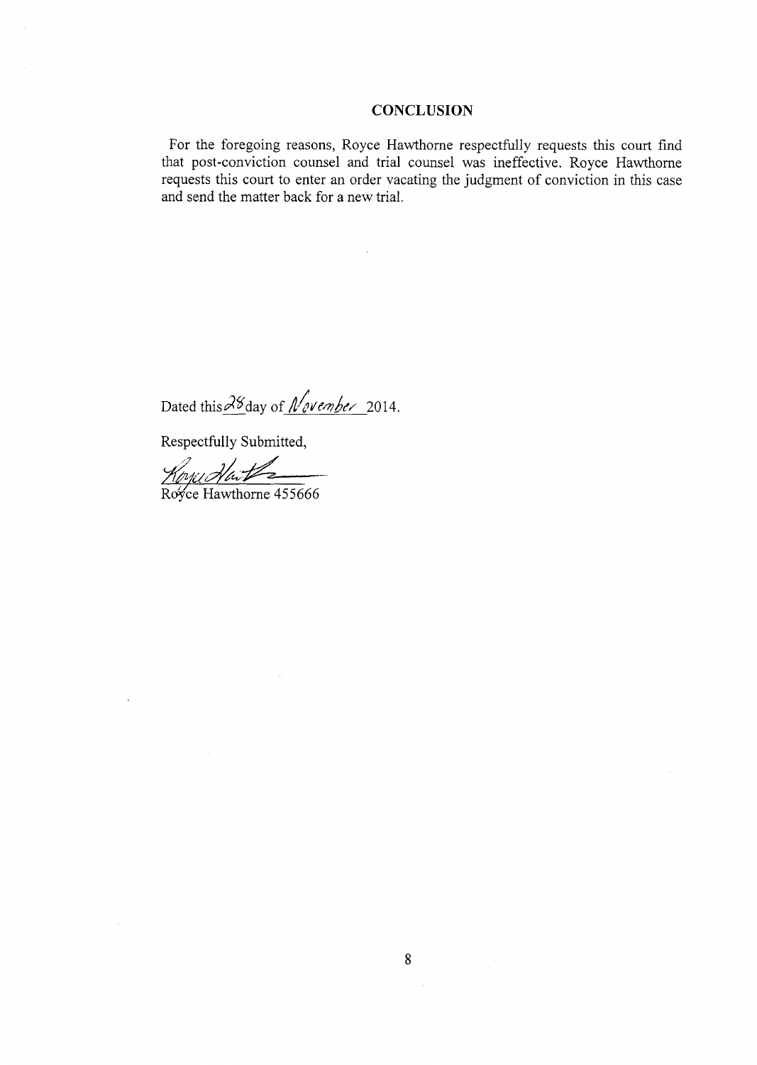## CONCLUSION

For the foregoing reasons, Royce Hawthorne respectfully requests this court find that post-conviction counsel and trial counsel was ineffective. Royce Hawthorne requests this court to enter an order vacating the judgment of conviction in this case and send the matter back for a new trial.

Dated this 28 day of November 2014.

Respectfully Submitted,

Royce Hawthorne 455666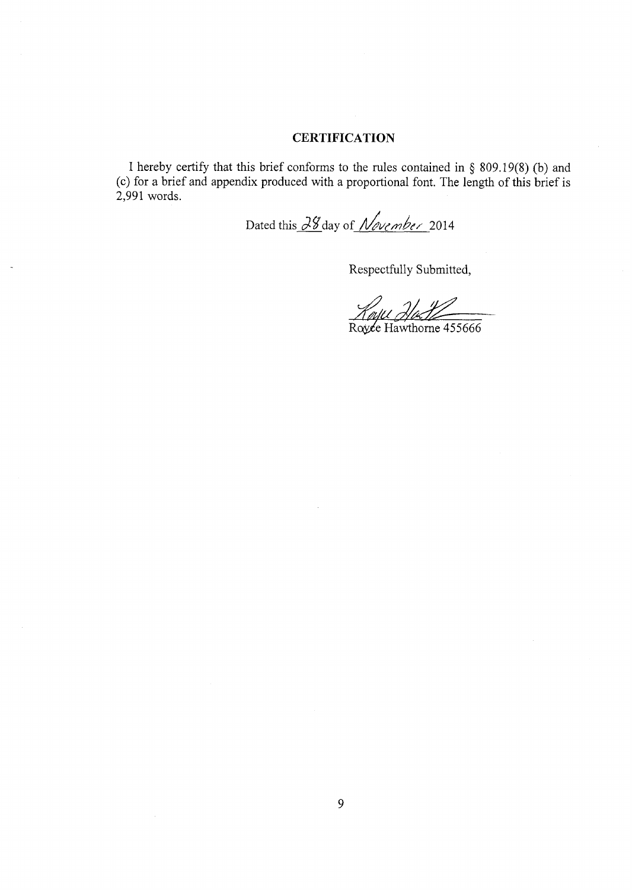## CERTIFICATION

I hereby certify that this brief conforms to the rules contained in § 809.19(8) (b) and (c) for a brief and appendix produced with a proportional font. The length of this brief is 2,991 words.

Dated this 28 day of November 2014

Respectfully Submitted,

Royce Hawthorne 455666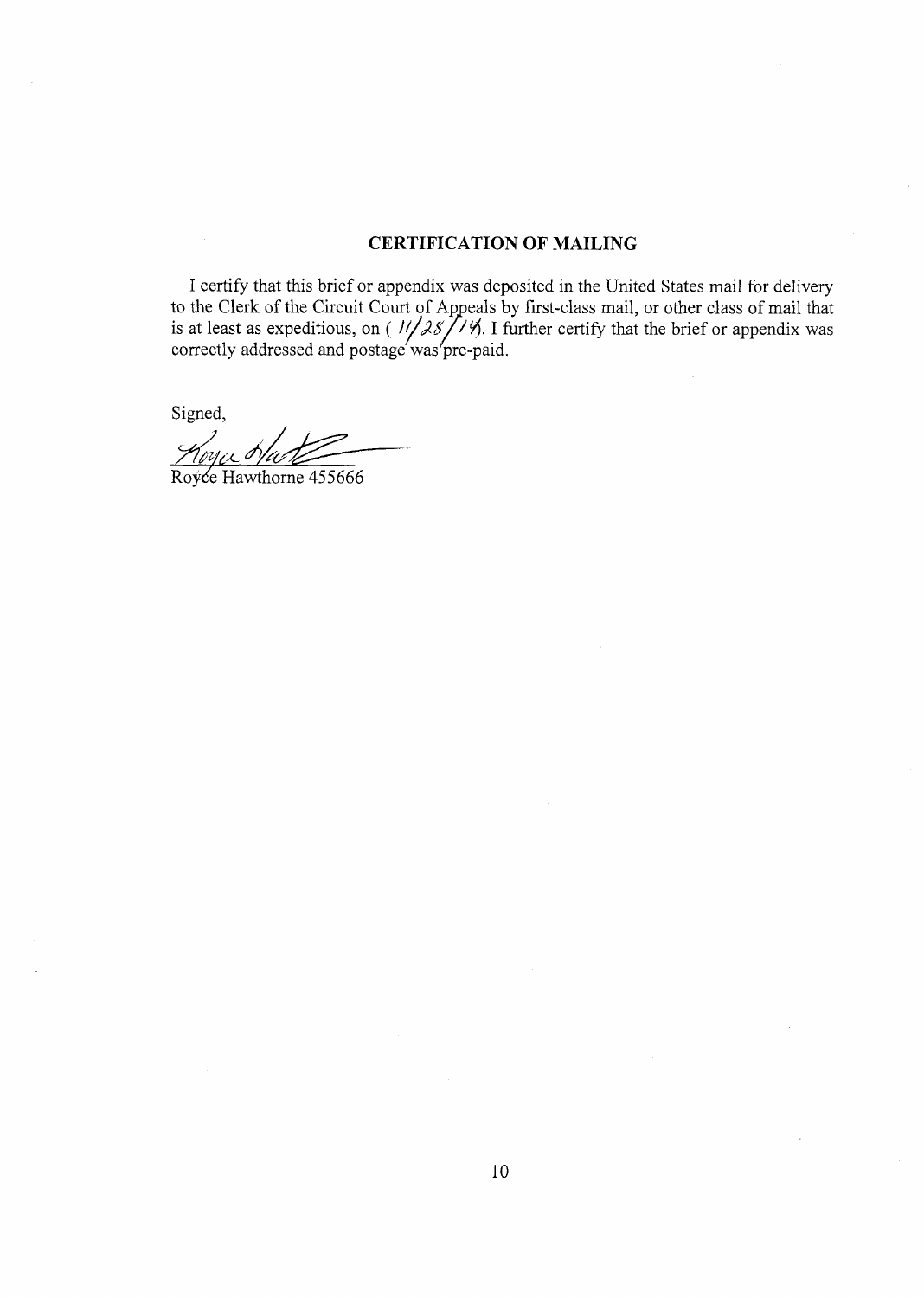## CERTIFICATION OF MAILING

I certify that this brief or appendix was deposited in the United States mail for delivery to the Clerk of the Circuit Court of Appeals by first-class mail, or other class of mail that is at least as expeditious, on ( 11/28/14). I further certify that the brief or appendix was correctly addressed and postage was pre-paid.

Signed,

Royce Hawthorne 455666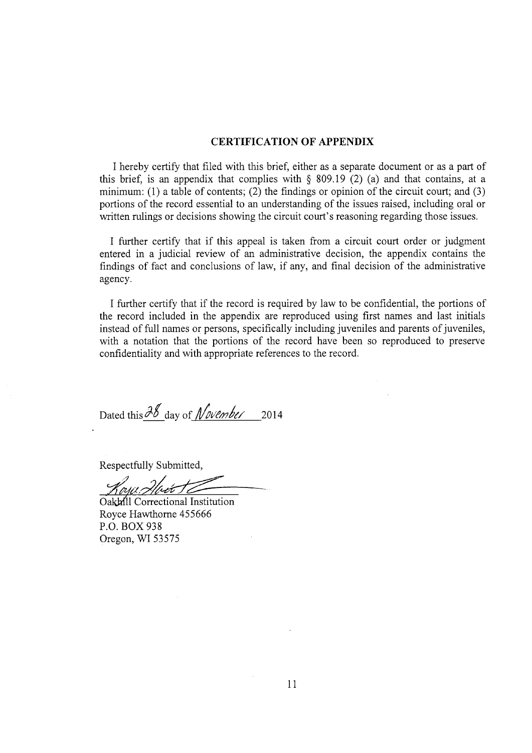## CERTIFICATION OF APPENDIX

I hereby certify that filed with this brief, either as a separate document or as a part of this brief, is an appendix that complies with § 809.19 (2) (a) and that contains, at a minimum: (1) a table of contents; (2) the findings or opinion of the circuit court; and (3) portions of the record essential to an understanding of the issues raised, including oral or written rulings or decisions showing the circuit court's reasoning regarding those issues.

I further certify that if this appeal is taken from a circuit court order or judgment entered in a judicial review of an administrative decision, the appendix contains the findings of fact and conclusions of law, if any, and final decision of the administrative agency.

I further certify that if the record is required by law to be confidential, the portions of the record included in the appendix are reproduced using first names and last initials instead of full names or persons, specifically including juveniles and parents of juveniles, with a notation that the portions of the record have been so reproduced to preserve confidentiality and with appropriate references to the record.

Dated this 28 day of November 2014

Respectfully Submitted,

Royce Hawthorne

Oakhill Correctional Institution
Royce Hawthorne 455666
P.O. BOX 938
Oregon, WI 53575